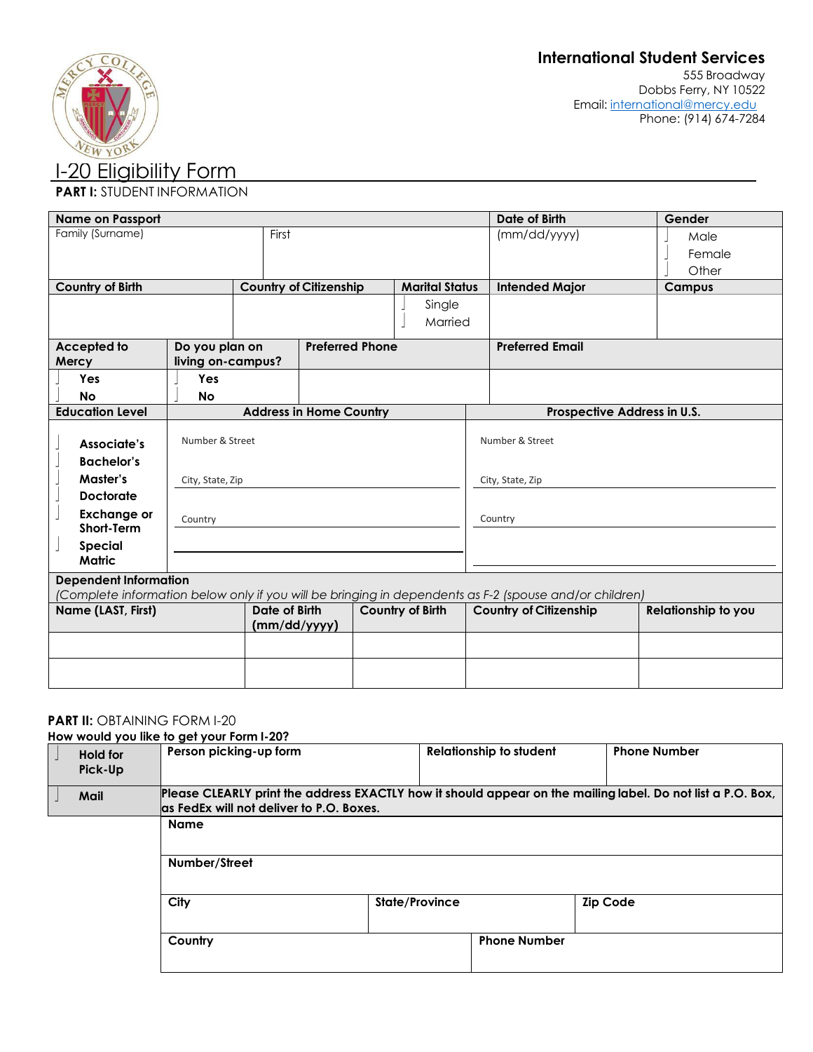**International Student Services**
555 Broadway
Dobbs Ferry, NY 10522
Email: international@mercy.edu
Phone: (914) 674-7284

# I-20 Eligibility Form

**PART I:** STUDENT INFORMATION

| Name on Passport | | Date of Birth | Gender |
|---|---|---|---|
| Family (Surname) | First | (mm/dd/yyyy) | ☐ Male<br>☐ Female<br>☐ Other |

| Country of Birth | Country of Citizenship | Marital Status | Intended Major | Campus |
|---|---|---|---|---|
| | | ☐ Single<br>☐ Married | | |

| Accepted to Mercy | Do you plan on living on-campus? | Preferred Phone | Preferred Email |
|---|---|---|---|
| ☐ Yes<br>☐ No | ☐ Yes<br>☐ No | | |

| Education Level | Address in Home Country | Prospective Address in U.S. |
|---|---|---|
| ☐ Associate's<br>☐ Bachelor's<br>☐ Master's<br>☐ Doctorate<br>☐ Exchange or Short-Term<br>☐ Special Matric | Number & Street<br>City, State, Zip<br>Country | Number & Street<br>City, State, Zip<br>Country |

**Dependent Information**
*(Complete information below only if you will be bringing in dependents as F-2 (spouse and/or children)*

| Name (LAST, First) | Date of Birth (mm/dd/yyyy) | Country of Birth | Country of Citizenship | Relationship to you |
|---|---|---|---|---|
| | | | | |
| | | | | |

**PART II:** OBTAINING FORM I-20

**How would you like to get your Form I-20?**

| ☐ Hold for Pick-Up | Person picking-up form | Relationship to student | Phone Number |
|---|---|---|---|
| ☐ Mail | Please CLEARLY print the address EXACTLY how it should appear on the mailing label. Do not list a P.O. Box, as FedEx will not deliver to P.O. Boxes. | | |

| Name | | |
|---|---|---|
| Number/Street | | |
| City | State/Province | Zip Code |
| Country | Phone Number | |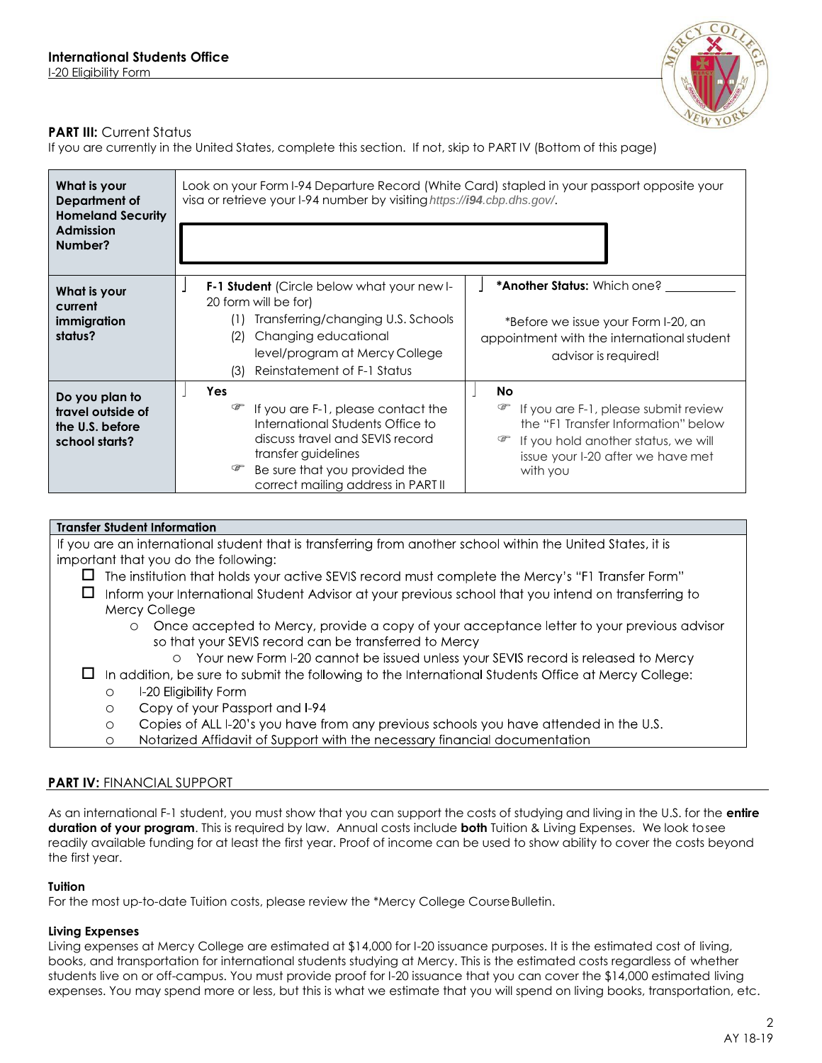## PART III: Current Status

If you are currently in the United States, complete this section. If not, skip to PART IV (Bottom of this page)

| | | |
|---|---|---|
| **What is your Department of Homeland Security Admission Number?** | Look on your Form I-94 Departure Record (White Card) stapled in your passport opposite your visa or retrieve your I-94 number by visiting *https://**i94**.cbp.dhs.gov/*. | |
| **What is your current immigration status?** | ☐ **F-1 Student** (Circle below what your new I-20 form will be for)<br>(1) Transferring/changing U.S. Schools<br>(2) Changing educational level/program at Mercy College<br>(3) Reinstatement of F-1 Status | ☐ ***Another Status:** Which one? ___________<br>*Before we issue your Form I-20, an appointment with the international student advisor is required! |
| **Do you plan to travel outside of the U.S. before school starts?** | ☐ **Yes**<br>☞ If you are F-1, please contact the International Students Office to discuss travel and SEVIS record transfer guidelines<br>☞ Be sure that you provided the correct mailing address in PART II | ☐ **No**<br>☞ If you are F-1, please submit review the "F1 Transfer Information" below<br>☞ If you hold another status, we will issue your I-20 after we have met with you |

### Transfer Student Information

If you are an international student that is transferring from another school within the United States, it is important that you do the following:

- ☐ The institution that holds your active SEVIS record must complete the Mercy's "F1 Transfer Form"
- ☐ Inform your International Student Advisor at your previous school that you intend on transferring to Mercy College
  - Once accepted to Mercy, provide a copy of your acceptance letter to your previous advisor so that your SEVIS record can be transferred to Mercy
    - Your new Form I-20 cannot be issued unless your SEVIS record is released to Mercy
- ☐ In addition, be sure to submit the following to the International Students Office at Mercy College:
  - I-20 Eligibility Form
  - Copy of your Passport and I-94
  - Copies of ALL I-20's you have from any previous schools you have attended in the U.S.
  - Notarized Affidavit of Support with the necessary financial documentation

## PART IV: FINANCIAL SUPPORT

As an international F-1 student, you must show that you can support the costs of studying and living in the U.S. for the **entire duration of your program**. This is required by law. Annual costs include **both** Tuition & Living Expenses. We look to see readily available funding for at least the first year. Proof of income can be used to show ability to cover the costs beyond the first year.

**Tuition**

For the most up-to-date Tuition costs, please review the *Mercy College Course Bulletin.

**Living Expenses**

Living expenses at Mercy College are estimated at $14,000 for I-20 issuance purposes. It is the estimated cost of living, books, and transportation for international students studying at Mercy. This is the estimated costs regardless of whether students live on or off-campus. You must provide proof for I-20 issuance that you can cover the $14,000 estimated living expenses. You may spend more or less, but this is what we estimate that you will spend on living books, transportation, etc.

AY 18-19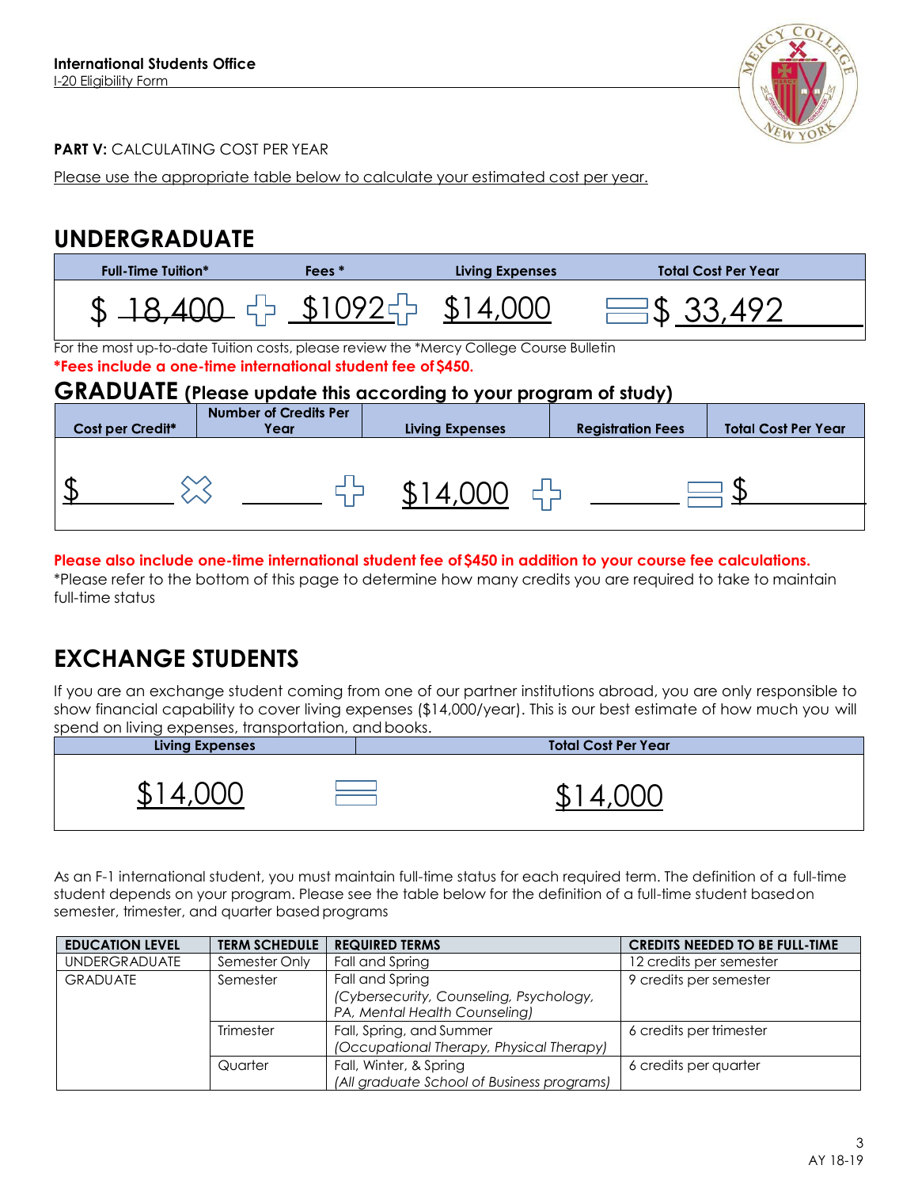**International Students Office**
I-20 Eligibility Form

**PART V:** CALCULATING COST PER YEAR

Please use the appropriate table below to calculate your estimated cost per year.

# UNDERGRADUATE

| Full-Time Tuition* | | Fees * | | Living Expenses | | Total Cost Per Year |
|---|---|---|---|---|---|---|
| $ 18,400 | + | $1092 | + | $14,000 | = | $ 33,492 |

For the most up-to-date Tuition costs, please review the *Mercy College Course Bulletin

**\*Fees include a one-time international student fee of $450.**

# GRADUATE (Please update this according to your program of study)

| Cost per Credit* | | Number of Credits Per Year | | Living Expenses | | Registration Fees | | Total Cost Per Year |
|---|---|---|---|---|---|---|---|---|
| $ | × | | + | $14,000 | + | | = | $ |

**Please also include one-time international student fee of $450 in addition to your course fee calculations.**

*Please refer to the bottom of this page to determine how many credits you are required to take to maintain full-time status

# EXCHANGE STUDENTS

If you are an exchange student coming from one of our partner institutions abroad, you are only responsible to show financial capability to cover living expenses ($14,000/year). This is our best estimate of how much you will spend on living expenses, transportation, and books.

| Living Expenses | | Total Cost Per Year |
|---|---|---|
| $14,000 | = | $14,000 |

As an F-1 international student, you must maintain full-time status for each required term. The definition of a full-time student depends on your program. Please see the table below for the definition of a full-time student based on semester, trimester, and quarter based programs

| EDUCATION LEVEL | TERM SCHEDULE | REQUIRED TERMS | CREDITS NEEDED TO BE FULL-TIME |
|---|---|---|---|
| UNDERGRADUATE | Semester Only | Fall and Spring | 12 credits per semester |
| GRADUATE | Semester | Fall and Spring *(Cybersecurity, Counseling, Psychology, PA, Mental Health Counseling)* | 9 credits per semester |
| | Trimester | Fall, Spring, and Summer *(Occupational Therapy, Physical Therapy)* | 6 credits per trimester |
| | Quarter | Fall, Winter, & Spring *(All graduate School of Business programs)* | 6 credits per quarter |

AY 18-19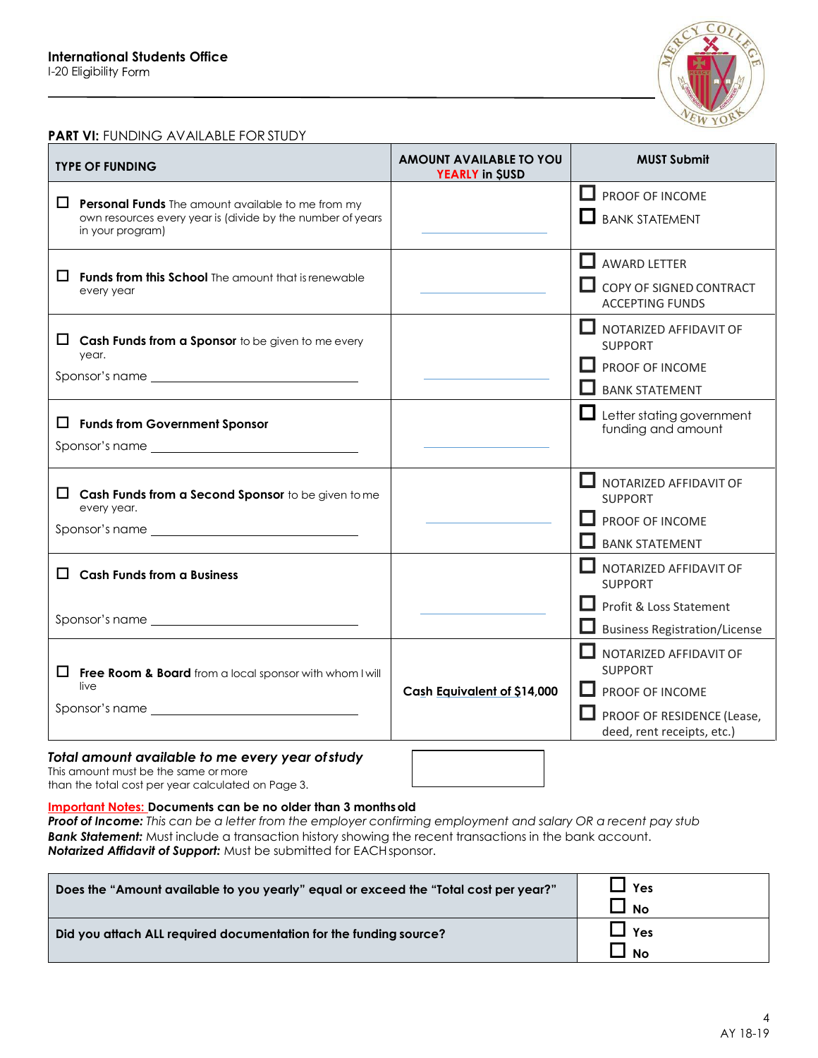**International Students Office**
I-20 Eligibility Form

**PART VI:** FUNDING AVAILABLE FOR STUDY

| TYPE OF FUNDING | AMOUNT AVAILABLE TO YOU YEARLY in $USD | MUST Submit |
| --- | --- | --- |
| ☐ **Personal Funds** The amount available to me from my own resources every year is (divide by the number of years in your program) | ____________ | ☐ PROOF OF INCOME<br>☐ BANK STATEMENT |
| ☐ **Funds from this School** The amount that is renewable every year | ____________ | ☐ AWARD LETTER<br>☐ COPY OF SIGNED CONTRACT ACCEPTING FUNDS |
| ☐ **Cash Funds from a Sponsor** to be given to me every year.<br>Sponsor's name ____________ | ____________ | ☐ NOTARIZED AFFIDAVIT OF SUPPORT<br>☐ PROOF OF INCOME<br>☐ BANK STATEMENT |
| ☐ **Funds from Government Sponsor**<br>Sponsor's name ____________ | ____________ | ☐ Letter stating government funding and amount |
| ☐ **Cash Funds from a Second Sponsor** to be given to me every year.<br>Sponsor's name ____________ | ____________ | ☐ NOTARIZED AFFIDAVIT OF SUPPORT<br>☐ PROOF OF INCOME<br>☐ BANK STATEMENT |
| ☐ **Cash Funds from a Business**<br>Sponsor's name ____________ | ____________ | ☐ NOTARIZED AFFIDAVIT OF SUPPORT<br>☐ Profit & Loss Statement<br>☐ Business Registration/License |
| ☐ **Free Room & Board** from a local sponsor with whom I will live<br>Sponsor's name ____________ | **Cash Equivalent of $14,000** | ☐ NOTARIZED AFFIDAVIT OF SUPPORT<br>☐ PROOF OF INCOME<br>☐ PROOF OF RESIDENCE (Lease, deed, rent receipts, etc.) |

***Total amount available to me every year of study***
This amount must be the same or more than the total cost per year calculated on Page 3.

| |
| --- |
| |

**Important Notes: Documents can be no older than 3 months old**
***Proof of Income:*** *This can be a letter from the employer confirming employment and salary OR a recent pay stub*
***Bank Statement:*** Must include a transaction history showing the recent transactions in the bank account.
***Notarized Affidavit of Support:*** Must be submitted for EACH sponsor.

| | |
| --- | --- |
| **Does the "Amount available to you yearly" equal or exceed the "Total cost per year?"** | ☐ **Yes**<br>☐ **No** |
| **Did you attach ALL required documentation for the funding source?** | ☐ **Yes**<br>☐ **No** |

AY 18-19